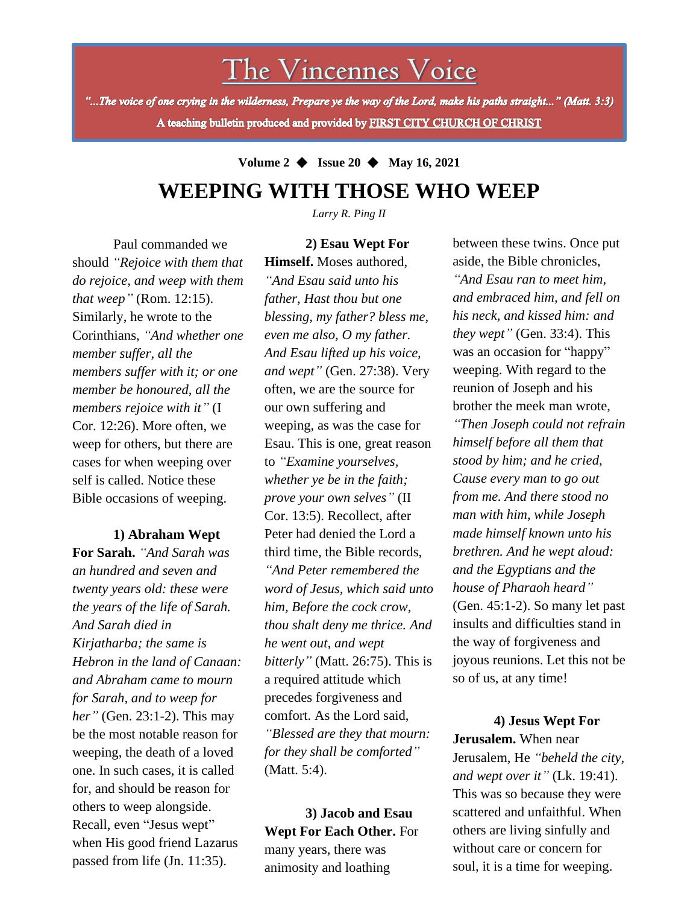# The Vincennes Voice

*"...The voice of one crying in the wilderness, Prepare ye the way of the Lord, make his paths straight..." (Matt. 3:3)*

**A teaching bulletin produced and provided by FIRST CITY CHURCH OF CHRIST**

**Volume 2 ◆ Issue 20 ◆ May 16, 2021**

# WEEPING WITH THOSE WHO WEEP

*Larry R. Ping II*

Paul commanded we should *"Rejoice with them that do rejoice, and weep with them that weep"* (Rom. 12:15). Similarly, he wrote to the Corinthians, *"And whether one member suffer, all the members suffer with it; or one member be honoured, all the members rejoice with it"* (I Cor. 12:26). More often, we weep for others, but there are cases for when weeping over self is called. Notice these Bible occasions of weeping.

**1) Abraham Wept For Sarah.** *"And Sarah was an hundred and seven and twenty years old: these were the years of the life of Sarah. And Sarah died in Kirjatharba; the same is Hebron in the land of Canaan: and Abraham came to mourn for Sarah, and to weep for her"* (Gen. 23:1-2). This may be the most notable reason for weeping, the death of a loved one. In such cases, it is called for, and should be reason for others to weep alongside. Recall, even "Jesus wept" when His good friend Lazarus passed from life (Jn. 11:35).

**2) Esau Wept For Himself.** Moses authored, *"And Esau said unto his father, Hast thou but one blessing, my father? bless me, even me also, O my father. And Esau lifted up his voice, and wept"* (Gen. 27:38). Very often, we are the source for our own suffering and weeping, as was the case for Esau. This is one, great reason to *"Examine yourselves, whether ye be in the faith; prove your own selves"* (II Cor. 13:5). Recollect, after Peter had denied the Lord a third time, the Bible records, *"And Peter remembered the word of Jesus, which said unto him, Before the cock crow, thou shalt deny me thrice. And he went out, and wept bitterly"* (Matt. 26:75). This is a required attitude which precedes forgiveness and comfort. As the Lord said, *"Blessed are they that mourn: for they shall be comforted"* (Matt. 5:4).

**3) Jacob and Esau Wept For Each Other.** For many years, there was animosity and loathing between these twins. Once put aside, the Bible chronicles, *"And Esau ran to meet him, and embraced him, and fell on his neck, and kissed him: and they wept"* (Gen. 33:4). This was an occasion for "happy" weeping. With regard to the reunion of Joseph and his brother the meek man wrote, *"Then Joseph could not refrain himself before all them that stood by him; and he cried, Cause every man to go out from me. And there stood no man with him, while Joseph made himself known unto his brethren. And he wept aloud: and the Egyptians and the house of Pharaoh heard"* (Gen. 45:1-2). So many let past insults and difficulties stand in the way of forgiveness and joyous reunions. Let this not be so of us, at any time!

**4) Jesus Wept For Jerusalem.** When near Jerusalem, He *"beheld the city, and wept over it"* (Lk. 19:41). This was so because they were scattered and unfaithful. When others are living sinfully and without care or concern for soul, it is a time for weeping.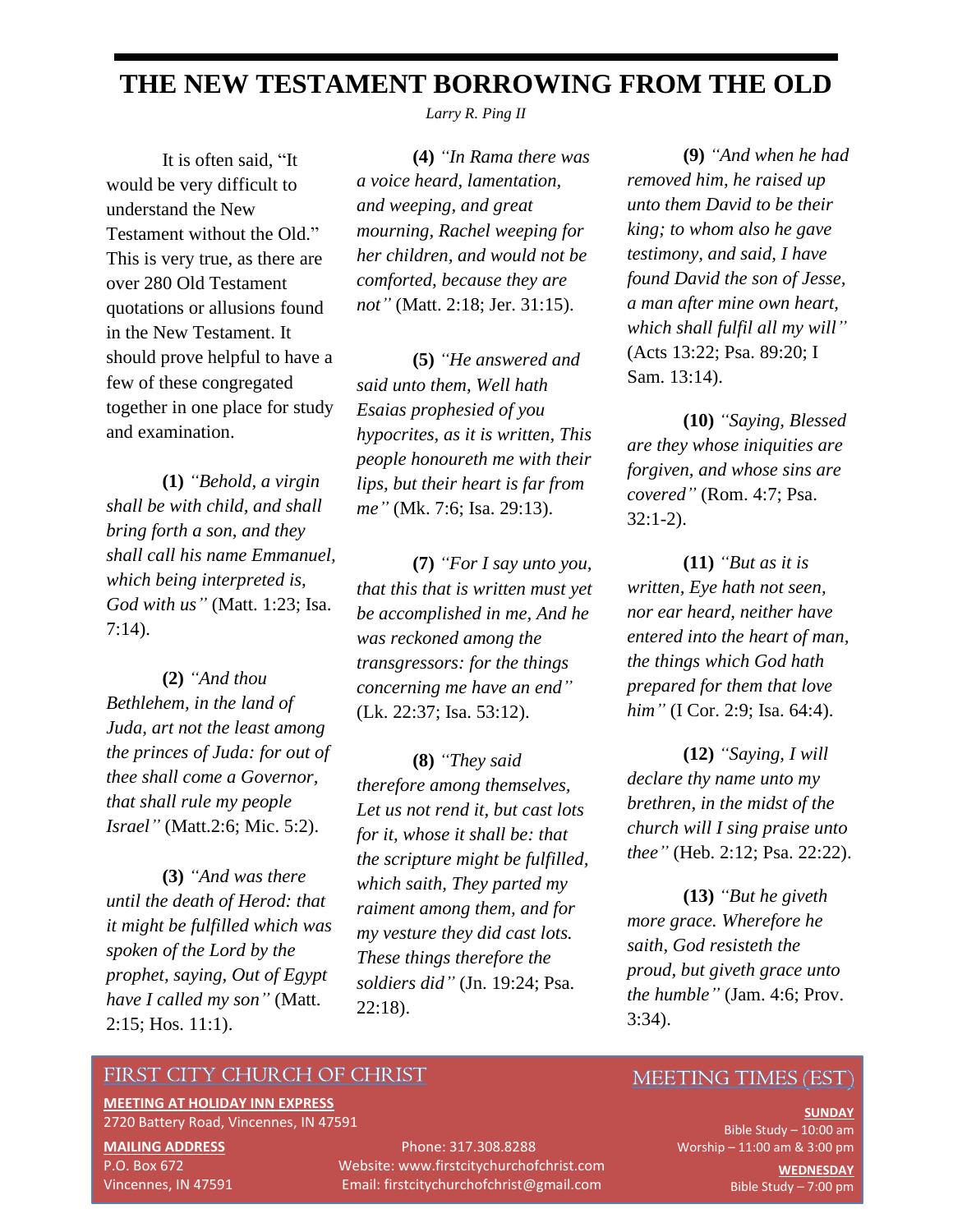# THE NEW TESTAMENT BORROWING FROM THE OLD

*Larry R. Ping II*

It is often said, "It would be very difficult to understand the New Testament without the Old." This is very true, as there are over 280 Old Testament quotations or allusions found in the New Testament. It should prove helpful to have a few of these congregated together in one place for study and examination.

**(1)** *"Behold, a virgin shall be with child, and shall bring forth a son, and they shall call his name Emmanuel, which being interpreted is, God with us"* (Matt. 1:23; Isa. 7:14).

**(2)** *"And thou Bethlehem, in the land of Juda, art not the least among the princes of Juda: for out of thee shall come a Governor, that shall rule my people Israel"* (Matt.2:6; Mic. 5:2).

**(3)** *"And was there until the death of Herod: that it might be fulfilled which was spoken of the Lord by the prophet, saying, Out of Egypt have I called my son"* (Matt. 2:15; Hos. 11:1).

**(4)** *"In Rama there was a voice heard, lamentation, and weeping, and great mourning, Rachel weeping for her children, and would not be comforted, because they are not"* (Matt. 2:18; Jer. 31:15).

**(5)** *"He answered and said unto them, Well hath Esaias prophesied of you hypocrites, as it is written, This people honoureth me with their lips, but their heart is far from me"* (Mk. 7:6; Isa. 29:13).

**(7)** *"For I say unto you, that this that is written must yet be accomplished in me, And he was reckoned among the transgressors: for the things concerning me have an end"* (Lk. 22:37; Isa. 53:12).

**(8)** *"They said therefore among themselves, Let us not rend it, but cast lots for it, whose it shall be: that the scripture might be fulfilled, which saith, They parted my raiment among them, and for my vesture they did cast lots. These things therefore the soldiers did"* (Jn. 19:24; Psa. 22:18).

**(9)** *"And when he had removed him, he raised up unto them David to be their king; to whom also he gave testimony, and said, I have found David the son of Jesse, a man after mine own heart, which shall fulfil all my will"* (Acts 13:22; Psa. 89:20; I Sam. 13:14).

**(10)** *"Saying, Blessed are they whose iniquities are forgiven, and whose sins are covered"* (Rom. 4:7; Psa. 32:1-2).

**(11)** *"But as it is written, Eye hath not seen, nor ear heard, neither have entered into the heart of man, the things which God hath prepared for them that love him"* (I Cor. 2:9; Isa. 64:4).

**(12)** *"Saying, I will declare thy name unto my brethren, in the midst of the church will I sing praise unto thee"* (Heb. 2:12; Psa. 22:22).

**(13)** *"But he giveth more grace. Wherefore he saith, God resisteth the proud, but giveth grace unto the humble"* (Jam. 4:6; Prov. 3:34).

## FIRST CITY CHURCH OF CHRIST

**MEETING AT HOLIDAY INN EXPRESS**
2720 Battery Road, Vincennes, IN 47591

**MAILING ADDRESS**
P.O. Box 672
Vincennes, IN 47591

Phone: 317.308.8288
Website: www.firstcitychurchofchrist.com
Email: firstcitychurchofchrist@gmail.com

## MEETING TIMES (EST)

**SUNDAY**
Bible Study – 10:00 am
Worship – 11:00 am & 3:00 pm

**WEDNESDAY**
Bible Study – 7:00 pm